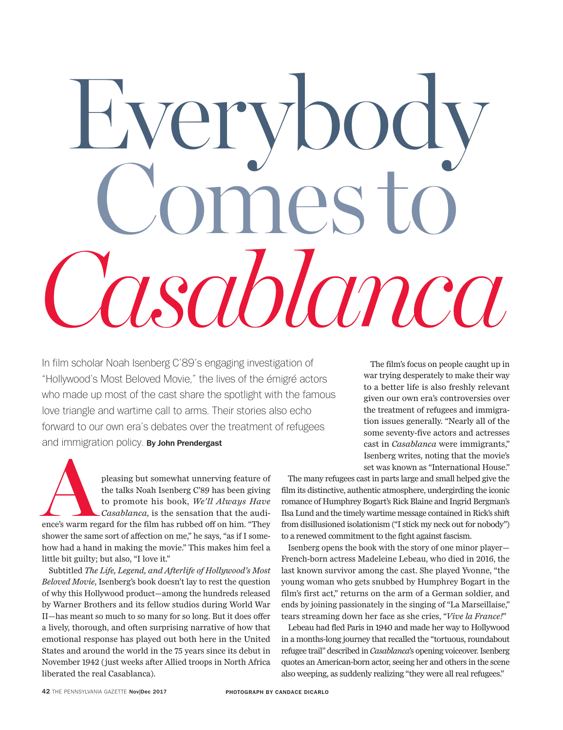# Everybody Comes to *Casablanca*

In film scholar Noah Isenberg C'89's engaging investigation of "Hollywood's Most Beloved Movie," the lives of the émigré actors who made up most of the cast share the spotlight with the famous love triangle and wartime call to arms. Their stories also echo forward to our own era's debates over the treatment of refugees and immigration policy. **By John Prendergast**

A pleasing but somewhat unnerving feature of the talks Noah Isenberg C'89 has been giving to promote his book, *We'll Always Have Casablanca,* is the sensation that the audience's warm regard for the film has rubbed off on him. "They shower the same sort of affection on me," he says, "as if I somehow had a hand in making the movie." This makes him feel a little bit guilty; but also, "I love it."

Subtitled *The Life, Legend, and Afterlife of Hollywood's Most Beloved Movie,* Isenberg's book doesn't lay to rest the question of why this Hollywood product—among the hundreds released by Warner Brothers and its fellow studios during World War II—has meant so much to so many for so long. But it does offer a lively, thorough, and often surprising narrative of how that emotional response has played out both here in the United States and around the world in the 75 years since its debut in November 1942 (just weeks after Allied troops in North Africa liberated the real Casablanca).

The film's focus on people caught up in war trying desperately to make their way to a better life is also freshly relevant given our own era's controversies over the treatment of refugees and immigration issues generally. "Nearly all of the some seventy-five actors and actresses cast in *Casablanca* were immigrants," Isenberg writes, noting that the movie's set was known as "International House."

The many refugees cast in parts large and small helped give the film its distinctive, authentic atmosphere, undergirding the iconic romance of Humphrey Bogart's Rick Blaine and Ingrid Bergman's Ilsa Lund and the timely wartime message contained in Rick's shift from disillusioned isolationism ("I stick my neck out for nobody") to a renewed commitment to the fight against fascism.

Isenberg opens the book with the story of one minor player—French-born actress Madeleine Lebeau, who died in 2016, the last known survivor among the cast. She played Yvonne, "the young woman who gets snubbed by Humphrey Bogart in the film's first act," returns on the arm of a German soldier, and ends by joining passionately in the singing of "La Marseillaise," tears streaming down her face as she cries, "*Vive la France!*"

Lebeau had fled Paris in 1940 and made her way to Hollywood in a months-long journey that recalled the "tortuous, roundabout refugee trail" described in *Casablanca*'s opening voiceover. Isenberg quotes an American-born actor, seeing her and others in the scene also weeping, as suddenly realizing "they were all real refugees."

PHOTOGRAPH BY CANDACE DICARLO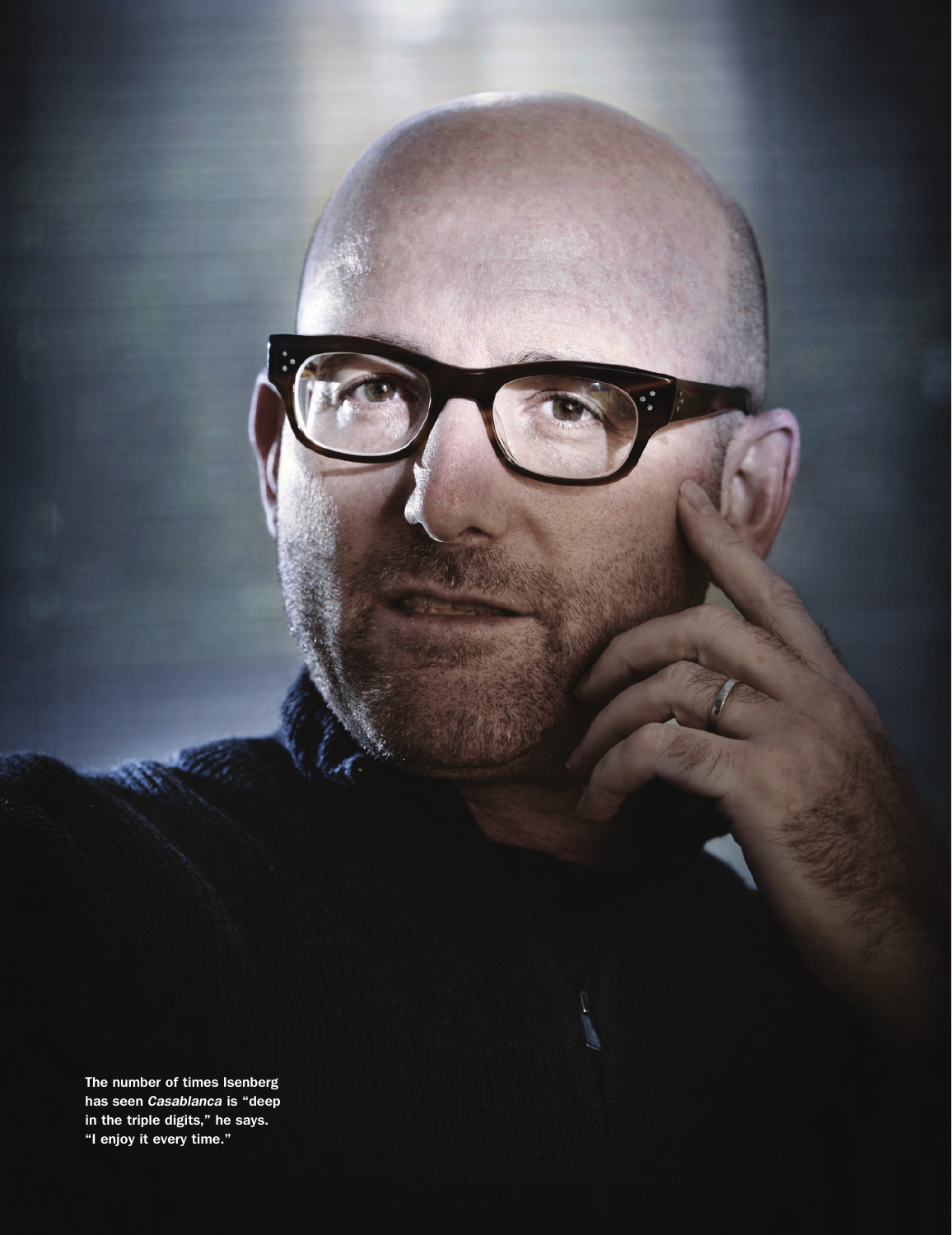The number of times Isenberg has seen *Casablanca* is "deep in the triple digits," he says. "I enjoy it every time."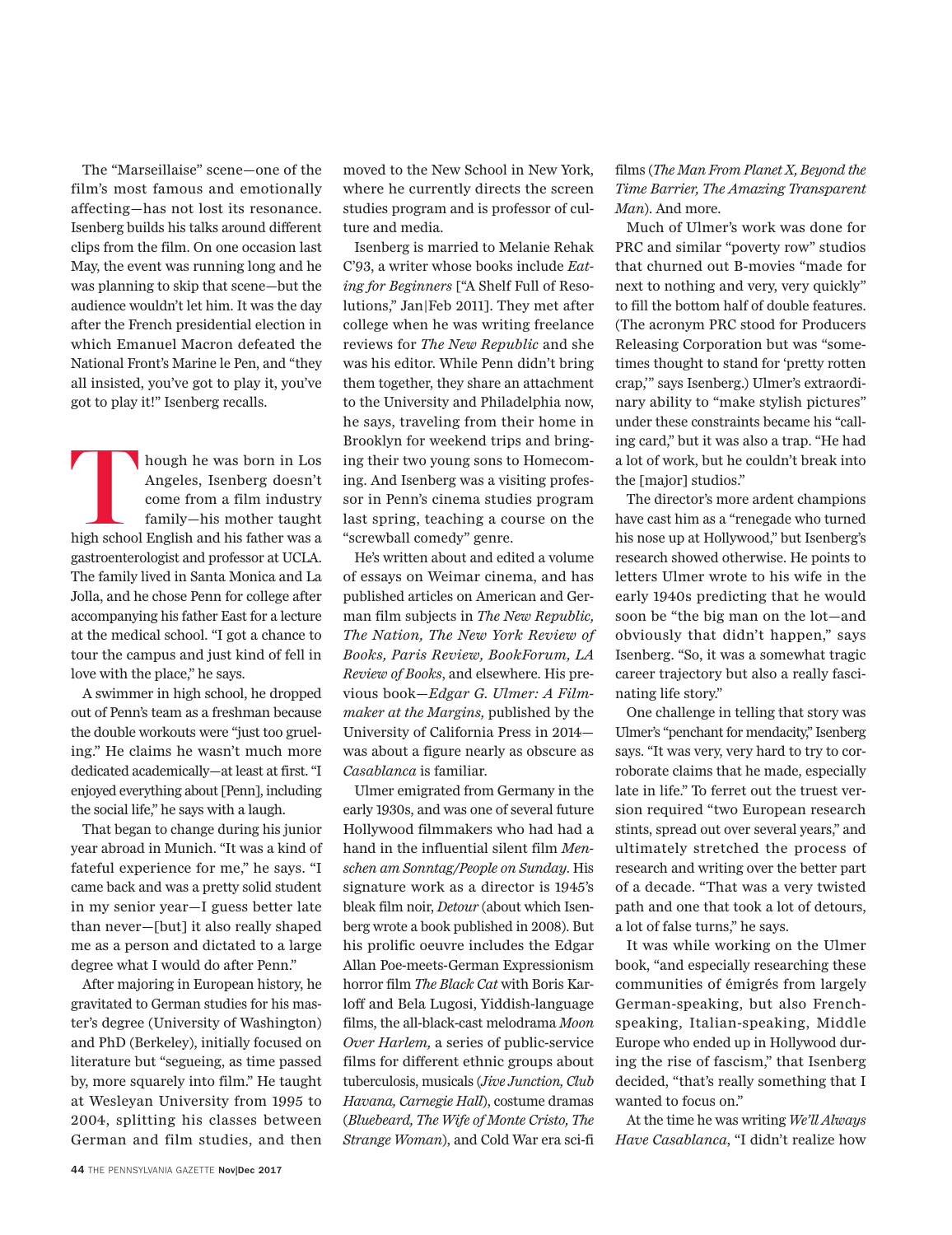The "Marseillaise" scene—one of the film's most famous and emotionally affecting—has not lost its resonance. Isenberg builds his talks around different clips from the film. On one occasion last May, the event was running long and he was planning to skip that scene—but the audience wouldn't let him. It was the day after the French presidential election in which Emanuel Macron defeated the National Front's Marine le Pen, and "they all insisted, you've got to play it, you've got to play it!" Isenberg recalls.

Though he was born in Los Angeles, Isenberg doesn't come from a film industry family—his mother taught high school English and his father was a gastroenterologist and professor at UCLA. The family lived in Santa Monica and La Jolla, and he chose Penn for college after accompanying his father East for a lecture at the medical school. "I got a chance to tour the campus and just kind of fell in love with the place," he says.

A swimmer in high school, he dropped out of Penn's team as a freshman because the double workouts were "just too grueling." He claims he wasn't much more dedicated academically—at least at first. "I enjoyed everything about [Penn], including the social life," he says with a laugh.

That began to change during his junior year abroad in Munich. "It was a kind of fateful experience for me," he says. "I came back and was a pretty solid student in my senior year—I guess better late than never—[but] it also really shaped me as a person and dictated to a large degree what I would do after Penn."

After majoring in European history, he gravitated to German studies for his master's degree (University of Washington) and PhD (Berkeley), initially focused on literature but "segueing, as time passed by, more squarely into film." He taught at Wesleyan University from 1995 to 2004, splitting his classes between German and film studies, and then moved to the New School in New York, where he currently directs the screen studies program and is professor of culture and media.

Isenberg is married to Melanie Rehak C'93, a writer whose books include *Eating for Beginners* ["A Shelf Full of Resolutions," Jan|Feb 2011]. They met after college when he was writing freelance reviews for *The New Republic* and she was his editor. While Penn didn't bring them together, they share an attachment to the University and Philadelphia now, he says, traveling from their home in Brooklyn for weekend trips and bringing their two young sons to Homecoming. And Isenberg was a visiting professor in Penn's cinema studies program last spring, teaching a course on the "screwball comedy" genre.

He's written about and edited a volume of essays on Weimar cinema, and has published articles on American and German film subjects in *The New Republic, The Nation, The New York Review of Books, Paris Review, BookForum, LA Review of Books*, and elsewhere. His previous book—*Edgar G. Ulmer: A Filmmaker at the Margins,* published by the University of California Press in 2014—was about a figure nearly as obscure as *Casablanca* is familiar.

Ulmer emigrated from Germany in the early 1930s, and was one of several future Hollywood filmmakers who had had a hand in the influential silent film *Menschen am Sonntag/People on Sunday*. His signature work as a director is 1945's bleak film noir, *Detour* (about which Isenberg wrote a book published in 2008). But his prolific oeuvre includes the Edgar Allan Poe-meets-German Expressionism horror film *The Black Cat* with Boris Karloff and Bela Lugosi, Yiddish-language films, the all-black-cast melodrama *Moon Over Harlem,* a series of public-service films for different ethnic groups about tuberculosis, musicals (*Jive Junction, Club Havana, Carnegie Hall*), costume dramas (*Bluebeard, The Wife of Monte Cristo, The Strange Woman*), and Cold War era sci-fi films (*The Man From Planet X, Beyond the Time Barrier, The Amazing Transparent Man*). And more.

Much of Ulmer's work was done for PRC and similar "poverty row" studios that churned out B-movies "made for next to nothing and very, very quickly" to fill the bottom half of double features. (The acronym PRC stood for Producers Releasing Corporation but was "sometimes thought to stand for 'pretty rotten crap,'" says Isenberg.) Ulmer's extraordinary ability to "make stylish pictures" under these constraints became his "calling card," but it was also a trap. "He had a lot of work, but he couldn't break into the [major] studios."

The director's more ardent champions have cast him as a "renegade who turned his nose up at Hollywood," but Isenberg's research showed otherwise. He points to letters Ulmer wrote to his wife in the early 1940s predicting that he would soon be "the big man on the lot—and obviously that didn't happen," says Isenberg. "So, it was a somewhat tragic career trajectory but also a really fascinating life story."

One challenge in telling that story was Ulmer's "penchant for mendacity," Isenberg says. "It was very, very hard to try to corroborate claims that he made, especially late in life." To ferret out the truest version required "two European research stints, spread out over several years," and ultimately stretched the process of research and writing over the better part of a decade. "That was a very twisted path and one that took a lot of detours, a lot of false turns," he says.

It was while working on the Ulmer book, "and especially researching these communities of émigrés from largely German-speaking, but also French-speaking, Italian-speaking, Middle Europe who ended up in Hollywood during the rise of fascism," that Isenberg decided, "that's really something that I wanted to focus on."

At the time he was writing *We'll Always Have Casablanca*, "I didn't realize how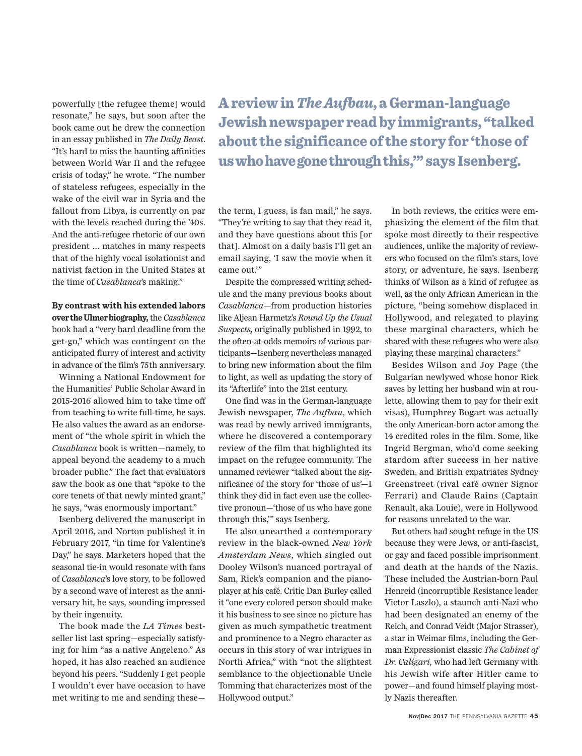powerfully [the refugee theme] would resonate," he says, but soon after the book came out he drew the connection in an essay published in *The Daily Beast*. "It's hard to miss the haunting affinities between World War II and the refugee crisis of today," he wrote. "The number of stateless refugees, especially in the wake of the civil war in Syria and the fallout from Libya, is currently on par with the levels reached during the '40s. And the anti-refugee rhetoric of our own president … matches in many respects that of the highly vocal isolationist and nativist faction in the United States at the time of *Casablanca*'s making."

**By contrast with his extended labors over the Ulmer biography,** the *Casablanca* book had a "very hard deadline from the get-go," which was contingent on the anticipated flurry of interest and activity in advance of the film's 75th anniversary.

Winning a National Endowment for the Humanities' Public Scholar Award in 2015-2016 allowed him to take time off from teaching to write full-time, he says. He also values the award as an endorsement of "the whole spirit in which the *Casablanca* book is written—namely, to appeal beyond the academy to a much broader public." The fact that evaluators saw the book as one that "spoke to the core tenets of that newly minted grant," he says, "was enormously important."

Isenberg delivered the manuscript in April 2016, and Norton published it in February 2017, "in time for Valentine's Day," he says. Marketers hoped that the seasonal tie-in would resonate with fans of *Casablanca*'s love story, to be followed by a second wave of interest as the anniversary hit, he says, sounding impressed by their ingenuity.

The book made the *LA Times* bestseller list last spring—especially satisfying for him "as a native Angeleno." As hoped, it has also reached an audience beyond his peers. "Suddenly I get people I wouldn't ever have occasion to have met writing to me and sending these—the term, I guess, is fan mail," he says. "They're writing to say that they read it, and they have questions about this [or that]. Almost on a daily basis I'll get an email saying, 'I saw the movie when it came out.'"

## A review in *The Aufbau*, a German-language Jewish newspaper read by immigrants, "talked about the significance of the story for 'those of us who have gone through this,'" says Isenberg.

Despite the compressed writing schedule and the many previous books about *Casablanca*—from production histories like Aljean Harmetz's *Round Up the Usual Suspects,* originally published in 1992, to the often-at-odds memoirs of various participants—Isenberg nevertheless managed to bring new information about the film to light, as well as updating the story of its "Afterlife" into the 21st century.

One find was in the German-language Jewish newspaper, *The Aufbau*, which was read by newly arrived immigrants, where he discovered a contemporary review of the film that highlighted its impact on the refugee community. The unnamed reviewer "talked about the significance of the story for 'those of us'—I think they did in fact even use the collective pronoun—'those of us who have gone through this,'" says Isenberg.

He also unearthed a contemporary review in the black-owned *New York Amsterdam News*, which singled out Dooley Wilson's nuanced portrayal of Sam, Rick's companion and the piano-player at his café. Critic Dan Burley called it "one every colored person should make it his business to see since no picture has given as much sympathetic treatment and prominence to a Negro character as occurs in this story of war intrigues in North Africa," with "not the slightest semblance to the objectionable Uncle Tomming that characterizes most of the Hollywood output."

In both reviews, the critics were emphasizing the element of the film that spoke most directly to their respective audiences, unlike the majority of reviewers who focused on the film's stars, love story, or adventure, he says. Isenberg thinks of Wilson as a kind of refugee as well, as the only African American in the picture, "being somehow displaced in Hollywood, and relegated to playing these marginal characters, which he shared with these refugees who were also playing these marginal characters."

Besides Wilson and Joy Page (the Bulgarian newlywed whose honor Rick saves by letting her husband win at roulette, allowing them to pay for their exit visas), Humphrey Bogart was actually the only American-born actor among the 14 credited roles in the film. Some, like Ingrid Bergman, who'd come seeking stardom after success in her native Sweden, and British expatriates Sydney Greenstreet (rival café owner Signor Ferrari) and Claude Rains (Captain Renault, aka Louie), were in Hollywood for reasons unrelated to the war.

But others had sought refuge in the US because they were Jews, or anti-fascist, or gay and faced possible imprisonment and death at the hands of the Nazis. These included the Austrian-born Paul Henreid (incorruptible Resistance leader Victor Laszlo), a staunch anti-Nazi who had been designated an enemy of the Reich, and Conrad Veidt (Major Strasser), a star in Weimar films, including the German Expressionist classic *The Cabinet of Dr. Caligari*, who had left Germany with his Jewish wife after Hitler came to power—and found himself playing mostly Nazis thereafter.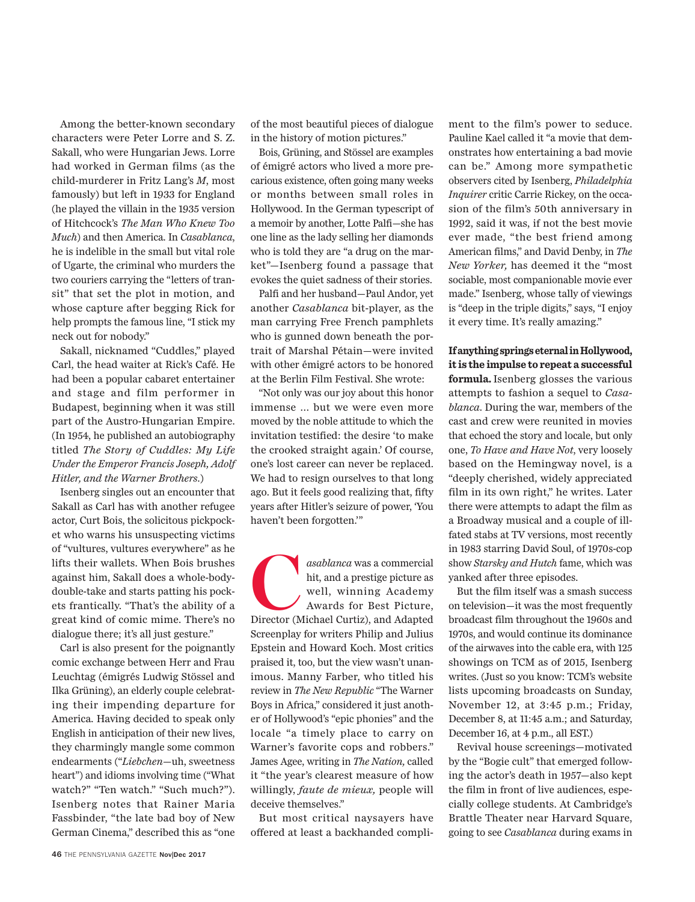Among the better-known secondary characters were Peter Lorre and S. Z. Sakall, who were Hungarian Jews. Lorre had worked in German films (as the child-murderer in Fritz Lang's *M*, most famously) but left in 1933 for England (he played the villain in the 1935 version of Hitchcock's *The Man Who Knew Too Much*) and then America. In *Casablanca*, he is indelible in the small but vital role of Ugarte, the criminal who murders the two couriers carrying the "letters of transit" that set the plot in motion, and whose capture after begging Rick for help prompts the famous line, "I stick my neck out for nobody."

Sakall, nicknamed "Cuddles," played Carl, the head waiter at Rick's Café. He had been a popular cabaret entertainer and stage and film performer in Budapest, beginning when it was still part of the Austro-Hungarian Empire. (In 1954, he published an autobiography titled *The Story of Cuddles: My Life Under the Emperor Francis Joseph, Adolf Hitler, and the Warner Brothers*.)

Isenberg singles out an encounter that Sakall as Carl has with another refugee actor, Curt Bois, the solicitous pickpocket who warns his unsuspecting victims of "vultures, vultures everywhere" as he lifts their wallets. When Bois brushes against him, Sakall does a whole-body-double-take and starts patting his pockets frantically. "That's the ability of a great kind of comic mime. There's no dialogue there; it's all just gesture."

Carl is also present for the poignantly comic exchange between Herr and Frau Leuchtag (émigrés Ludwig Stössel and Ilka Grüning), an elderly couple celebrating their impending departure for America. Having decided to speak only English in anticipation of their new lives, they charmingly mangle some common endearments ("*Liebchen*—uh, sweetness heart") and idioms involving time ("What watch?" "Ten watch." "Such much?"). Isenberg notes that Rainer Maria Fassbinder, "the late bad boy of New German Cinema," described this as "one of the most beautiful pieces of dialogue in the history of motion pictures."

Bois, Grüning, and Stössel are examples of émigré actors who lived a more precarious existence, often going many weeks or months between small roles in Hollywood. In the German typescript of a memoir by another, Lotte Palfi—she has one line as the lady selling her diamonds who is told they are "a drug on the market"—Isenberg found a passage that evokes the quiet sadness of their stories.

Palfi and her husband—Paul Andor, yet another *Casablanca* bit-player, as the man carrying Free French pamphlets who is gunned down beneath the portrait of Marshal Pétain—were invited with other émigré actors to be honored at the Berlin Film Festival. She wrote:

"Not only was our joy about this honor immense … but we were even more moved by the noble attitude to which the invitation testified: the desire 'to make the crooked straight again.' Of course, one's lost career can never be replaced. We had to resign ourselves to that long ago. But it feels good realizing that, fifty years after Hitler's seizure of power, 'You haven't been forgotten.'"

*Casablanca* was a commercial hit, and a prestige picture as well, winning Academy Awards for Best Picture, Director (Michael Curtiz), and Adapted Screenplay for writers Philip and Julius Epstein and Howard Koch. Most critics praised it, too, but the view wasn't unanimous. Manny Farber, who titled his review in *The New Republic* "The Warner Boys in Africa," considered it just another of Hollywood's "epic phonies" and the locale "a timely place to carry on Warner's favorite cops and robbers." James Agee, writing in *The Nation,* called it "the year's clearest measure of how willingly, *faute de mieux,* people will deceive themselves."

But most critical naysayers have offered at least a backhanded compliment to the film's power to seduce. Pauline Kael called it "a movie that demonstrates how entertaining a bad movie can be." Among more sympathetic observers cited by Isenberg, *Philadelphia Inquirer* critic Carrie Rickey, on the occasion of the film's 50th anniversary in 1992, said it was, if not the best movie ever made, "the best friend among American films," and David Denby, in *The New Yorker,* has deemed it the "most sociable, most companionable movie ever made." Isenberg, whose tally of viewings is "deep in the triple digits," says, "I enjoy it every time. It's really amazing."

**If anything springs eternal in Hollywood, it is the impulse to repeat a successful formula.** Isenberg glosses the various attempts to fashion a sequel to *Casablanca*. During the war, members of the cast and crew were reunited in movies that echoed the story and locale, but only one, *To Have and Have Not,* very loosely based on the Hemingway novel, is a "deeply cherished, widely appreciated film in its own right," he writes. Later there were attempts to adapt the film as a Broadway musical and a couple of ill-fated stabs at TV versions, most recently in 1983 starring David Soul, of 1970s-cop show *Starsky and Hutch* fame, which was yanked after three episodes.

But the film itself was a smash success on television—it was the most frequently broadcast film throughout the 1960s and 1970s, and would continue its dominance of the airwaves into the cable era, with 125 showings on TCM as of 2015, Isenberg writes. (Just so you know: TCM's website lists upcoming broadcasts on Sunday, November 12, at 3:45 p.m.; Friday, December 8, at 11:45 a.m.; and Saturday, December 16, at 4 p.m., all EST.)

Revival house screenings—motivated by the "Bogie cult" that emerged following the actor's death in 1957—also kept the film in front of live audiences, especially college students. At Cambridge's Brattle Theater near Harvard Square, going to see *Casablanca* during exams in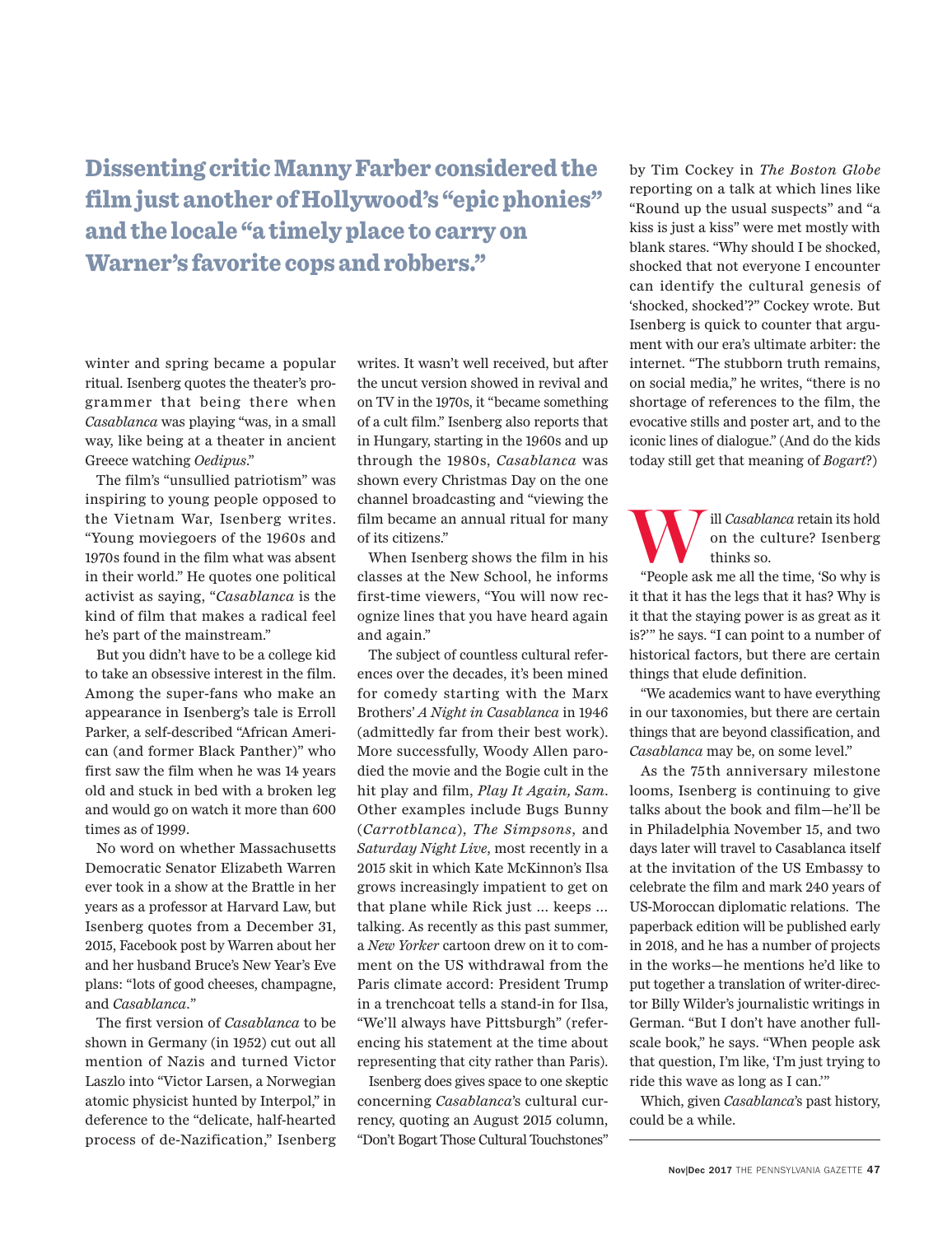**Dissenting critic Manny Farber considered the film just another of Hollywood's "epic phonies" and the locale "a timely place to carry on Warner's favorite cops and robbers."**

winter and spring became a popular ritual. Isenberg quotes the theater's programmer that being there when *Casablanca* was playing "was, in a small way, like being at a theater in ancient Greece watching *Oedipus*."

The film's "unsullied patriotism" was inspiring to young people opposed to the Vietnam War, Isenberg writes. "Young moviegoers of the 1960s and 1970s found in the film what was absent in their world." He quotes one political activist as saying, "*Casablanca* is the kind of film that makes a radical feel he's part of the mainstream."

But you didn't have to be a college kid to take an obsessive interest in the film. Among the super-fans who make an appearance in Isenberg's tale is Erroll Parker, a self-described "African American (and former Black Panther)" who first saw the film when he was 14 years old and stuck in bed with a broken leg and would go on watch it more than 600 times as of 1999.

No word on whether Massachusetts Democratic Senator Elizabeth Warren ever took in a show at the Brattle in her years as a professor at Harvard Law, but Isenberg quotes from a December 31, 2015, Facebook post by Warren about her and her husband Bruce's New Year's Eve plans: "lots of good cheeses, champagne, and *Casablanca*."

The first version of *Casablanca* to be shown in Germany (in 1952) cut out all mention of Nazis and turned Victor Laszlo into "Victor Larsen, a Norwegian atomic physicist hunted by Interpol," in deference to the "delicate, half-hearted process of de-Nazification," Isenberg writes. It wasn't well received, but after the uncut version showed in revival and on TV in the 1970s, it "became something of a cult film." Isenberg also reports that in Hungary, starting in the 1960s and up through the 1980s, *Casablanca* was shown every Christmas Day on the one channel broadcasting and "viewing the film became an annual ritual for many of its citizens."

When Isenberg shows the film in his classes at the New School, he informs first-time viewers, "You will now recognize lines that you have heard again and again."

The subject of countless cultural references over the decades, it's been mined for comedy starting with the Marx Brothers' *A Night in Casablanca* in 1946 (admittedly far from their best work). More successfully, Woody Allen parodied the movie and the Bogie cult in the hit play and film, *Play It Again, Sam*. Other examples include Bugs Bunny (*Carrotblanca*), *The Simpsons*, and *Saturday Night Live*, most recently in a 2015 skit in which Kate McKinnon's Ilsa grows increasingly impatient to get on that plane while Rick just … keeps … talking. As recently as this past summer, a *New Yorker* cartoon drew on it to comment on the US withdrawal from the Paris climate accord: President Trump in a trenchcoat tells a stand-in for Ilsa, "We'll always have Pittsburgh" (referencing his statement at the time about representing that city rather than Paris).

Isenberg does gives space to one skeptic concerning *Casablanca*'s cultural currency, quoting an August 2015 column, "Don't Bogart Those Cultural Touchstones" by Tim Cockey in *The Boston Globe* reporting on a talk at which lines like "Round up the usual suspects" and "a kiss is just a kiss" were met mostly with blank stares. "Why should I be shocked, shocked that not everyone I encounter can identify the cultural genesis of 'shocked, shocked'?" Cockey wrote. But Isenberg is quick to counter that argument with our era's ultimate arbiter: the internet. "The stubborn truth remains, on social media," he writes, "there is no shortage of references to the film, the evocative stills and poster art, and to the iconic lines of dialogue." (And do the kids today still get that meaning of *Bogart*?)

Will *Casablanca* retain its hold on the culture? Isenberg thinks so.

"People ask me all the time, 'So why is it that it has the legs that it has? Why is it that the staying power is as great as it is?'" he says. "I can point to a number of historical factors, but there are certain things that elude definition.

"We academics want to have everything in our taxonomies, but there are certain things that are beyond classification, and *Casablanca* may be, on some level."

As the 75th anniversary milestone looms, Isenberg is continuing to give talks about the book and film—he'll be in Philadelphia November 15, and two days later will travel to Casablanca itself at the invitation of the US Embassy to celebrate the film and mark 240 years of US-Moroccan diplomatic relations. The paperback edition will be published early in 2018, and he has a number of projects in the works—he mentions he'd like to put together a translation of writer-director Billy Wilder's journalistic writings in German. "But I don't have another full-scale book," he says. "When people ask that question, I'm like, 'I'm just trying to ride this wave as long as I can.'"

Which, given *Casablanca*'s past history, could be a while.